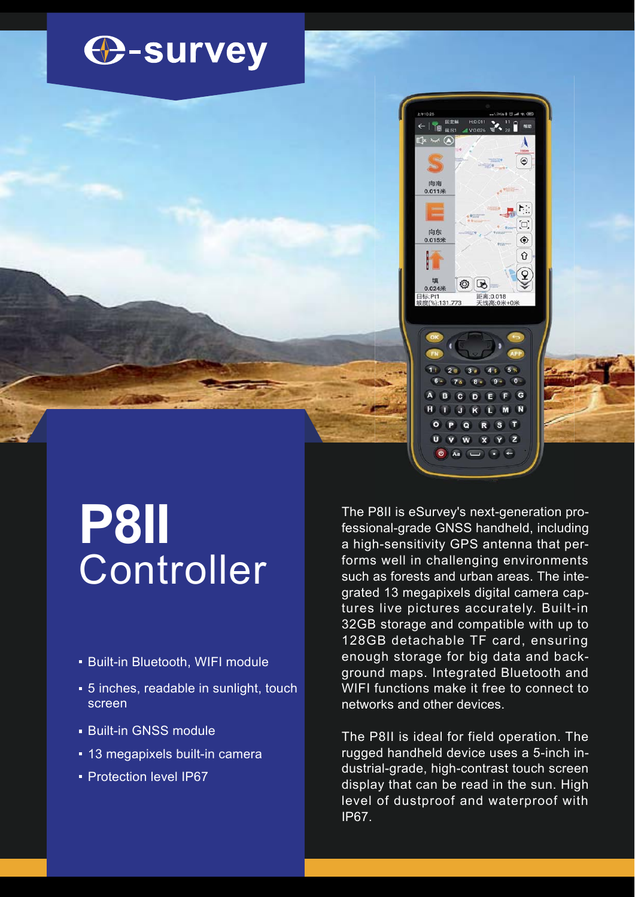e-survey

# P8II Controller

- Built-in Bluetooth, WIFI module
- 5 inches, readable in sunlight, touch screen
- Built-in GNSS module
- 13 megapixels built-in camera
- Protection level IP67

The P8II is eSurvey's next-generation professional-grade GNSS handheld, including a high-sensitivity GPS antenna that performs well in challenging environments such as forests and urban areas. The integrated 13 megapixels digital camera captures live pictures accurately. Built-in 32GB storage and compatible with up to 128GB detachable TF card, ensuring enough storage for big data and background maps. Integrated Bluetooth and WIFI functions make it free to connect to networks and other devices.

The P8II is ideal for field operation. The rugged handheld device uses a 5-inch industrial-grade, high-contrast touch screen display that can be read in the sun. High level of dustproof and waterproof with IP67.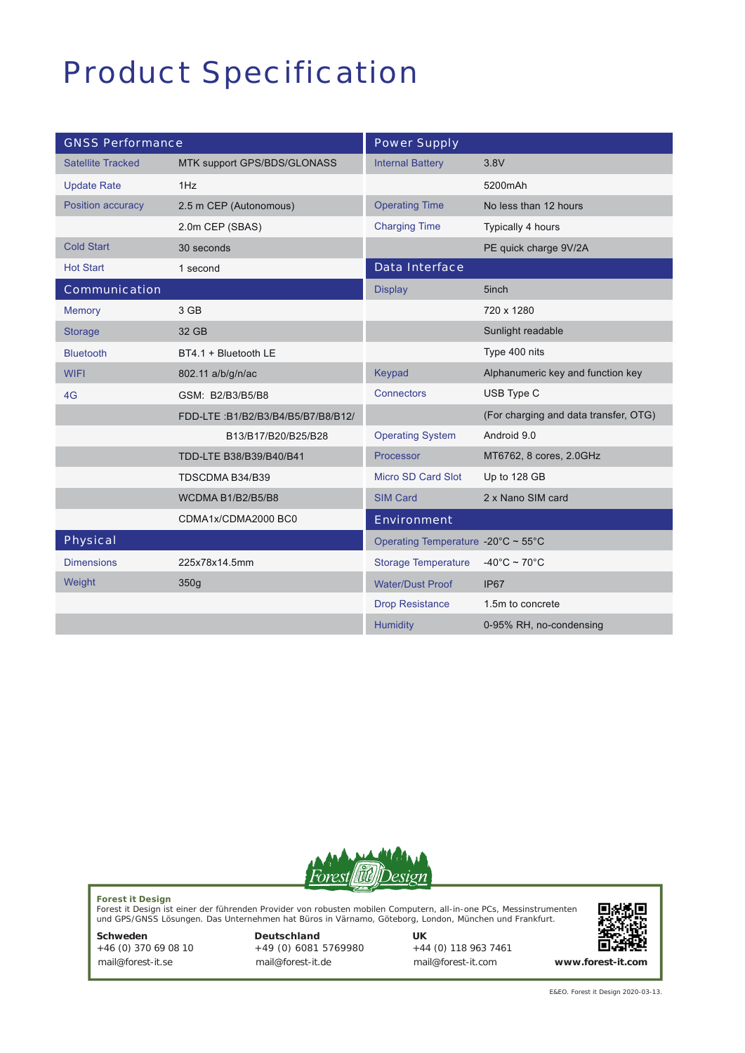# Product Specification

| GNSS Performance | |
|---|---|
| Satellite Tracked | MTK support GPS/BDS/GLONASS |
| Update Rate | 1Hz |
| Position accuracy | 2.5 m CEP (Autonomous) |
| | 2.0m CEP (SBAS) |
| Cold Start | 30 seconds |
| Hot Start | 1 second |

| Communication | |
|---|---|
| Memory | 3 GB |
| Storage | 32 GB |
| Bluetooth | BT4.1 + Bluetooth LE |
| WIFI | 802.11 a/b/g/n/ac |
| 4G | GSM: B2/B3/B5/B8 |
| | FDD-LTE :B1/B2/B3/B4/B5/B7/B8/B12/ B13/B17/B20/B25/B28 |
| | TDD-LTE B38/B39/B40/B41 |
| | TDSCDMA B34/B39 |
| | WCDMA B1/B2/B5/B8 |
| | CDMA1x/CDMA2000 BC0 |

| Physical | |
|---|---|
| Dimensions | 225x78x14.5mm |
| Weight | 350g |

| Power Supply | |
|---|---|
| Internal Battery | 3.8V |
| | 5200mAh |
| Operating Time | No less than 12 hours |
| Charging Time | Typically 4 hours |
| | PE quick charge 9V/2A |

| Data Interface | |
|---|---|
| Display | 5inch |
| | 720 x 1280 |
| | Sunlight readable |
| | Type 400 nits |
| Keypad | Alphanumeric key and function key |
| Connectors | USB Type C |
| | (For charging and data transfer, OTG) |
| Operating System | Android 9.0 |
| Processor | MT6762, 8 cores, 2.0GHz |
| Micro SD Card Slot | Up to 128 GB |
| SIM Card | 2 x Nano SIM card |

| Environment | |
|---|---|
| Operating Temperature | -20°C ~ 55°C |
| Storage Temperature | -40°C ~ 70°C |
| Water/Dust Proof | IP67 |
| Drop Resistance | 1.5m to concrete |
| Humidity | 0-95% RH, no-condensing |

**Forest it Design**
Forest it Design ist einer der führenden Provider von robusten mobilen Computern, all-in-one PCs, Messinstrumenten und GPS/GNSS Lösungen. Das Unternehmen hat Büros in Värnamo, Göteborg, London, München und Frankfurt.

**Schweden**
+46 (0) 370 69 08 10
mail@forest-it.se

**Deutschland**
+49 (0) 6081 5769980
mail@forest-it.de

**UK**
+44 (0) 118 963 7461
mail@forest-it.com

**www.forest-it.com**

E&EO. Forest it Design 2020-03-13.